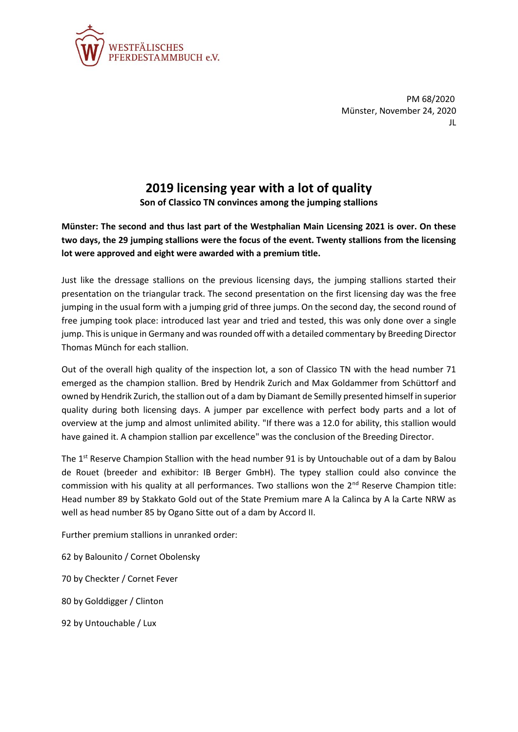WESTFÄLISCHES
PFERDESTAMMBUCH e.V.

PM 68/2020
Münster, November 24, 2020
JL

# 2019 licensing year with a lot of quality

**Son of Classico TN convinces among the jumping stallions**

**Münster: The second and thus last part of the Westphalian Main Licensing 2021 is over. On these two days, the 29 jumping stallions were the focus of the event. Twenty stallions from the licensing lot were approved and eight were awarded with a premium title.**

Just like the dressage stallions on the previous licensing days, the jumping stallions started their presentation on the triangular track. The second presentation on the first licensing day was the free jumping in the usual form with a jumping grid of three jumps. On the second day, the second round of free jumping took place: introduced last year and tried and tested, this was only done over a single jump. This is unique in Germany and was rounded off with a detailed commentary by Breeding Director Thomas Münch for each stallion.

Out of the overall high quality of the inspection lot, a son of Classico TN with the head number 71 emerged as the champion stallion. Bred by Hendrik Zurich and Max Goldammer from Schüttorf and owned by Hendrik Zurich, the stallion out of a dam by Diamant de Semilly presented himself in superior quality during both licensing days. A jumper par excellence with perfect body parts and a lot of overview at the jump and almost unlimited ability. "If there was a 12.0 for ability, this stallion would have gained it. A champion stallion par excellence" was the conclusion of the Breeding Director.

The 1st Reserve Champion Stallion with the head number 91 is by Untouchable out of a dam by Balou de Rouet (breeder and exhibitor: IB Berger GmbH). The typey stallion could also convince the commission with his quality at all performances. Two stallions won the 2nd Reserve Champion title: Head number 89 by Stakkato Gold out of the State Premium mare A la Calinca by A la Carte NRW as well as head number 85 by Ogano Sitte out of a dam by Accord II.

Further premium stallions in unranked order:

62 by Balounito / Cornet Obolensky

70 by Checkter / Cornet Fever

80 by Golddigger / Clinton

92 by Untouchable / Lux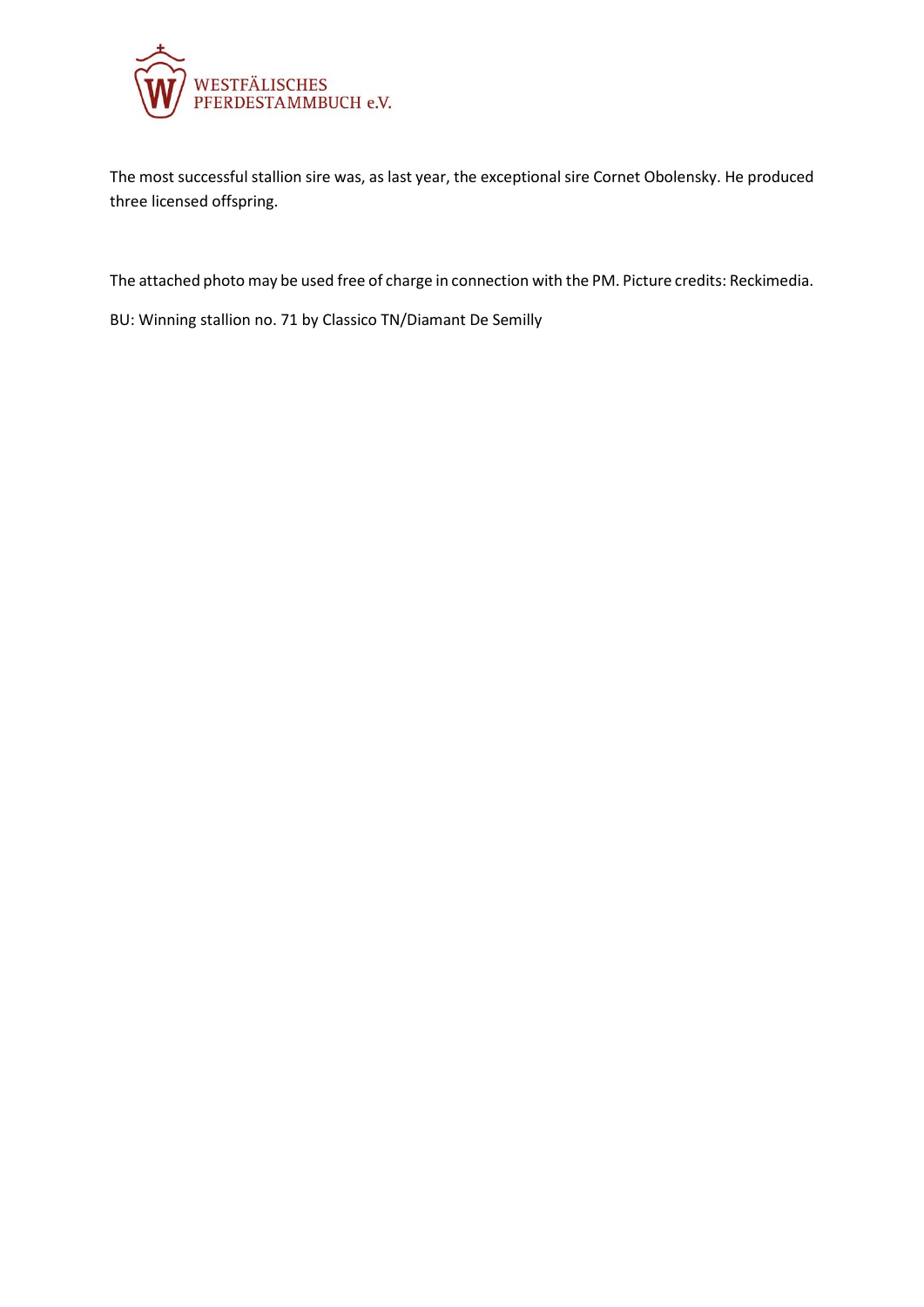The most successful stallion sire was, as last year, the exceptional sire Cornet Obolensky. He produced three licensed offspring.

The attached photo may be used free of charge in connection with the PM. Picture credits: Reckimedia.

BU: Winning stallion no. 71 by Classico TN/Diamant De Semilly